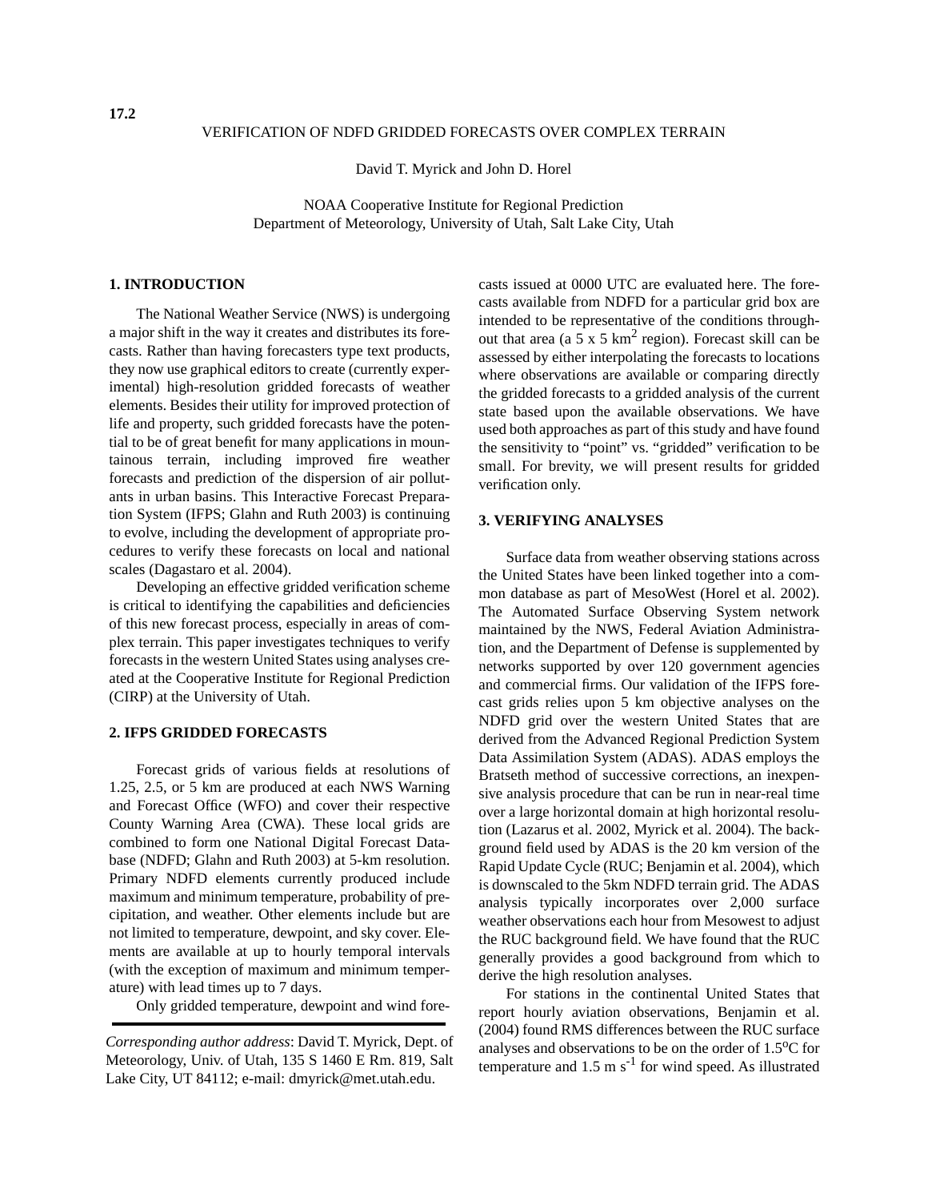17.2

# VERIFICATION OF NDFD GRIDDED FORECASTS OVER COMPLEX TERRAIN

David T. Myrick and John D. Horel

NOAA Cooperative Institute for Regional Prediction
Department of Meteorology, University of Utah, Salt Lake City, Utah

## 1. INTRODUCTION

The National Weather Service (NWS) is undergoing a major shift in the way it creates and distributes its forecasts. Rather than having forecasters type text products, they now use graphical editors to create (currently experimental) high-resolution gridded forecasts of weather elements. Besides their utility for improved protection of life and property, such gridded forecasts have the potential to be of great benefit for many applications in mountainous terrain, including improved fire weather forecasts and prediction of the dispersion of air pollutants in urban basins. This Interactive Forecast Preparation System (IFPS; Glahn and Ruth 2003) is continuing to evolve, including the development of appropriate procedures to verify these forecasts on local and national scales (Dagastaro et al. 2004).

Developing an effective gridded verification scheme is critical to identifying the capabilities and deficiencies of this new forecast process, especially in areas of complex terrain. This paper investigates techniques to verify forecasts in the western United States using analyses created at the Cooperative Institute for Regional Prediction (CIRP) at the University of Utah.

## 2. IFPS GRIDDED FORECASTS

Forecast grids of various fields at resolutions of 1.25, 2.5, or 5 km are produced at each NWS Warning and Forecast Office (WFO) and cover their respective County Warning Area (CWA). These local grids are combined to form one National Digital Forecast Database (NDFD; Glahn and Ruth 2003) at 5-km resolution. Primary NDFD elements currently produced include maximum and minimum temperature, probability of precipitation, and weather. Other elements include but are not limited to temperature, dewpoint, and sky cover. Elements are available at up to hourly temporal intervals (with the exception of maximum and minimum temperature) with lead times up to 7 days.

Only gridded temperature, dewpoint and wind forecasts issued at 0000 UTC are evaluated here. The forecasts available from NDFD for a particular grid box are intended to be representative of the conditions throughout that area (a 5 x 5 km$^2$ region). Forecast skill can be assessed by either interpolating the forecasts to locations where observations are available or comparing directly the gridded forecasts to a gridded analysis of the current state based upon the available observations. We have used both approaches as part of this study and have found the sensitivity to "point" vs. "gridded" verification to be small. For brevity, we will present results for gridded verification only.

## 3. VERIFYING ANALYSES

Surface data from weather observing stations across the United States have been linked together into a common database as part of MesoWest (Horel et al. 2002). The Automated Surface Observing System network maintained by the NWS, Federal Aviation Administration, and the Department of Defense is supplemented by networks supported by over 120 government agencies and commercial firms. Our validation of the IFPS forecast grids relies upon 5 km objective analyses on the NDFD grid over the western United States that are derived from the Advanced Regional Prediction System Data Assimilation System (ADAS). ADAS employs the Bratseth method of successive corrections, an inexpensive analysis procedure that can be run in near-real time over a large horizontal domain at high horizontal resolution (Lazarus et al. 2002, Myrick et al. 2004). The background field used by ADAS is the 20 km version of the Rapid Update Cycle (RUC; Benjamin et al. 2004), which is downscaled to the 5km NDFD terrain grid. The ADAS analysis typically incorporates over 2,000 surface weather observations each hour from Mesowest to adjust the RUC background field. We have found that the RUC generally provides a good background from which to derive the high resolution analyses.

For stations in the continental United States that report hourly aviation observations, Benjamin et al. (2004) found RMS differences between the RUC surface analyses and observations to be on the order of 1.5$^{o}$C for temperature and 1.5 m s$^{-1}$ for wind speed. As illustrated

---

*Corresponding author address*: David T. Myrick, Dept. of Meteorology, Univ. of Utah, 135 S 1460 E Rm. 819, Salt Lake City, UT 84112; e-mail: dmyrick@met.utah.edu.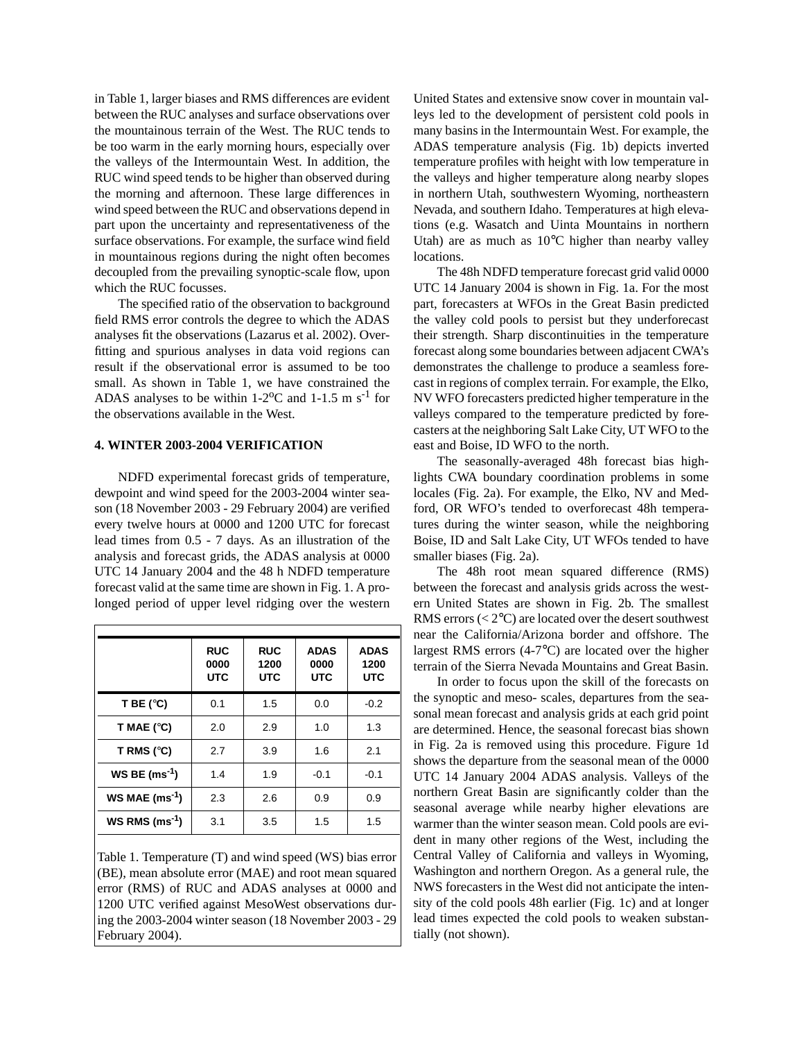in Table 1, larger biases and RMS differences are evident between the RUC analyses and surface observations over the mountainous terrain of the West. The RUC tends to be too warm in the early morning hours, especially over the valleys of the Intermountain West. In addition, the RUC wind speed tends to be higher than observed during the morning and afternoon. These large differences in wind speed between the RUC and observations depend in part upon the uncertainty and representativeness of the surface observations. For example, the surface wind field in mountainous regions during the night often becomes decoupled from the prevailing synoptic-scale flow, upon which the RUC focusses.

The specified ratio of the observation to background field RMS error controls the degree to which the ADAS analyses fit the observations (Lazarus et al. 2002). Overfitting and spurious analyses in data void regions can result if the observational error is assumed to be too small. As shown in Table 1, we have constrained the ADAS analyses to be within 1-2$^o$C and 1-1.5 m s$^{-1}$ for the observations available in the West.

## 4. WINTER 2003-2004 VERIFICATION

NDFD experimental forecast grids of temperature, dewpoint and wind speed for the 2003-2004 winter season (18 November 2003 - 29 February 2004) are verified every twelve hours at 0000 and 1200 UTC for forecast lead times from 0.5 - 7 days. As an illustration of the analysis and forecast grids, the ADAS analysis at 0000 UTC 14 January 2004 and the 48 h NDFD temperature forecast valid at the same time are shown in Fig. 1. A prolonged period of upper level ridging over the western United States and extensive snow cover in mountain valleys led to the development of persistent cold pools in many basins in the Intermountain West. For example, the ADAS temperature analysis (Fig. 1b) depicts inverted temperature profiles with height with low temperature in the valleys and higher temperature along nearby slopes in northern Utah, southwestern Wyoming, northeastern Nevada, and southern Idaho. Temperatures at high elevations (e.g. Wasatch and Uinta Mountains in northern Utah) are as much as 10°C higher than nearby valley locations.

|  | RUC 0000 UTC | RUC 1200 UTC | ADAS 0000 UTC | ADAS 1200 UTC |
|---|---|---|---|---|
| T BE (°C) | 0.1 | 1.5 | 0.0 | -0.2 |
| T MAE (°C) | 2.0 | 2.9 | 1.0 | 1.3 |
| T RMS (°C) | 2.7 | 3.9 | 1.6 | 2.1 |
| WS BE (ms$^{-1}$) | 1.4 | 1.9 | -0.1 | -0.1 |
| WS MAE (ms$^{-1}$) | 2.3 | 2.6 | 0.9 | 0.9 |
| WS RMS (ms$^{-1}$) | 3.1 | 3.5 | 1.5 | 1.5 |

Table 1. Temperature (T) and wind speed (WS) bias error (BE), mean absolute error (MAE) and root mean squared error (RMS) of RUC and ADAS analyses at 0000 and 1200 UTC verified against MesoWest observations during the 2003-2004 winter season (18 November 2003 - 29 February 2004).

The 48h NDFD temperature forecast grid valid 0000 UTC 14 January 2004 is shown in Fig. 1a. For the most part, forecasters at WFOs in the Great Basin predicted the valley cold pools to persist but they underforecast their strength. Sharp discontinuities in the temperature forecast along some boundaries between adjacent CWA's demonstrates the challenge to produce a seamless forecast in regions of complex terrain. For example, the Elko, NV WFO forecasters predicted higher temperature in the valleys compared to the temperature predicted by forecasters at the neighboring Salt Lake City, UT WFO to the east and Boise, ID WFO to the north.

The seasonally-averaged 48h forecast bias highlights CWA boundary coordination problems in some locales (Fig. 2a). For example, the Elko, NV and Medford, OR WFO's tended to overforecast 48h temperatures during the winter season, while the neighboring Boise, ID and Salt Lake City, UT WFOs tended to have smaller biases (Fig. 2a).

The 48h root mean squared difference (RMS) between the forecast and analysis grids across the western United States are shown in Fig. 2b. The smallest RMS errors (< 2°C) are located over the desert southwest near the California/Arizona border and offshore. The largest RMS errors (4-7°C) are located over the higher terrain of the Sierra Nevada Mountains and Great Basin.

In order to focus upon the skill of the forecasts on the synoptic and meso- scales, departures from the seasonal mean forecast and analysis grids at each grid point are determined. Hence, the seasonal forecast bias shown in Fig. 2a is removed using this procedure. Figure 1d shows the departure from the seasonal mean of the 0000 UTC 14 January 2004 ADAS analysis. Valleys of the northern Great Basin are significantly colder than the seasonal average while nearby higher elevations are warmer than the winter season mean. Cold pools are evident in many other regions of the West, including the Central Valley of California and valleys in Wyoming, Washington and northern Oregon. As a general rule, the NWS forecasters in the West did not anticipate the intensity of the cold pools 48h earlier (Fig. 1c) and at longer lead times expected the cold pools to weaken substantially (not shown).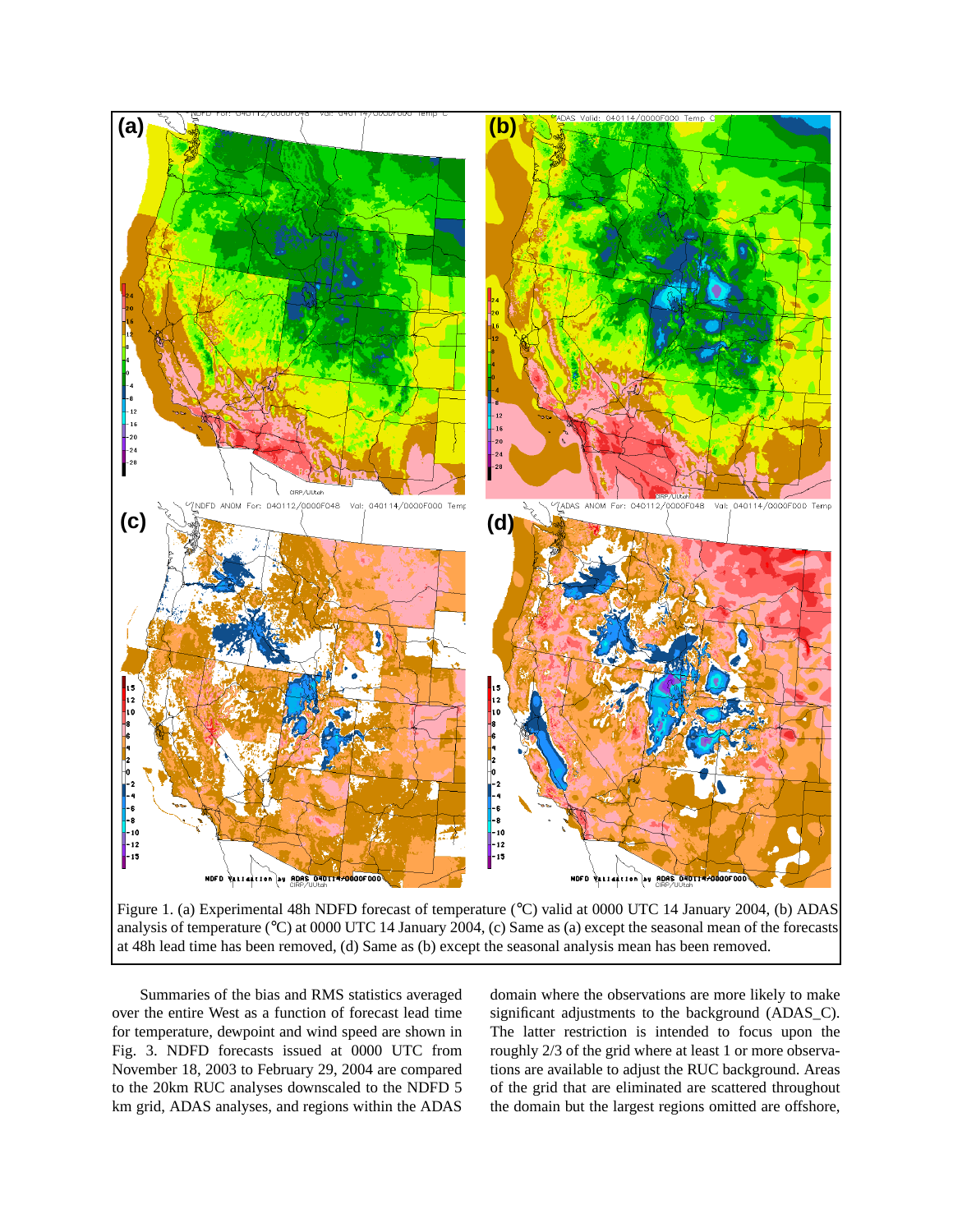Figure 1. (a) Experimental 48h NDFD forecast of temperature (°C) valid at 0000 UTC 14 January 2004, (b) ADAS analysis of temperature (°C) at 0000 UTC 14 January 2004, (c) Same as (a) except the seasonal mean of the forecasts at 48h lead time has been removed, (d) Same as (b) except the seasonal analysis mean has been removed.

Summaries of the bias and RMS statistics averaged over the entire West as a function of forecast lead time for temperature, dewpoint and wind speed are shown in Fig. 3. NDFD forecasts issued at 0000 UTC from November 18, 2003 to February 29, 2004 are compared to the 20km RUC analyses downscaled to the NDFD 5 km grid, ADAS analyses, and regions within the ADAS domain where the observations are more likely to make significant adjustments to the background (ADAS_C). The latter restriction is intended to focus upon the roughly 2/3 of the grid where at least 1 or more observations are available to adjust the RUC background. Areas of the grid that are eliminated are scattered throughout the domain but the largest regions omitted are offshore,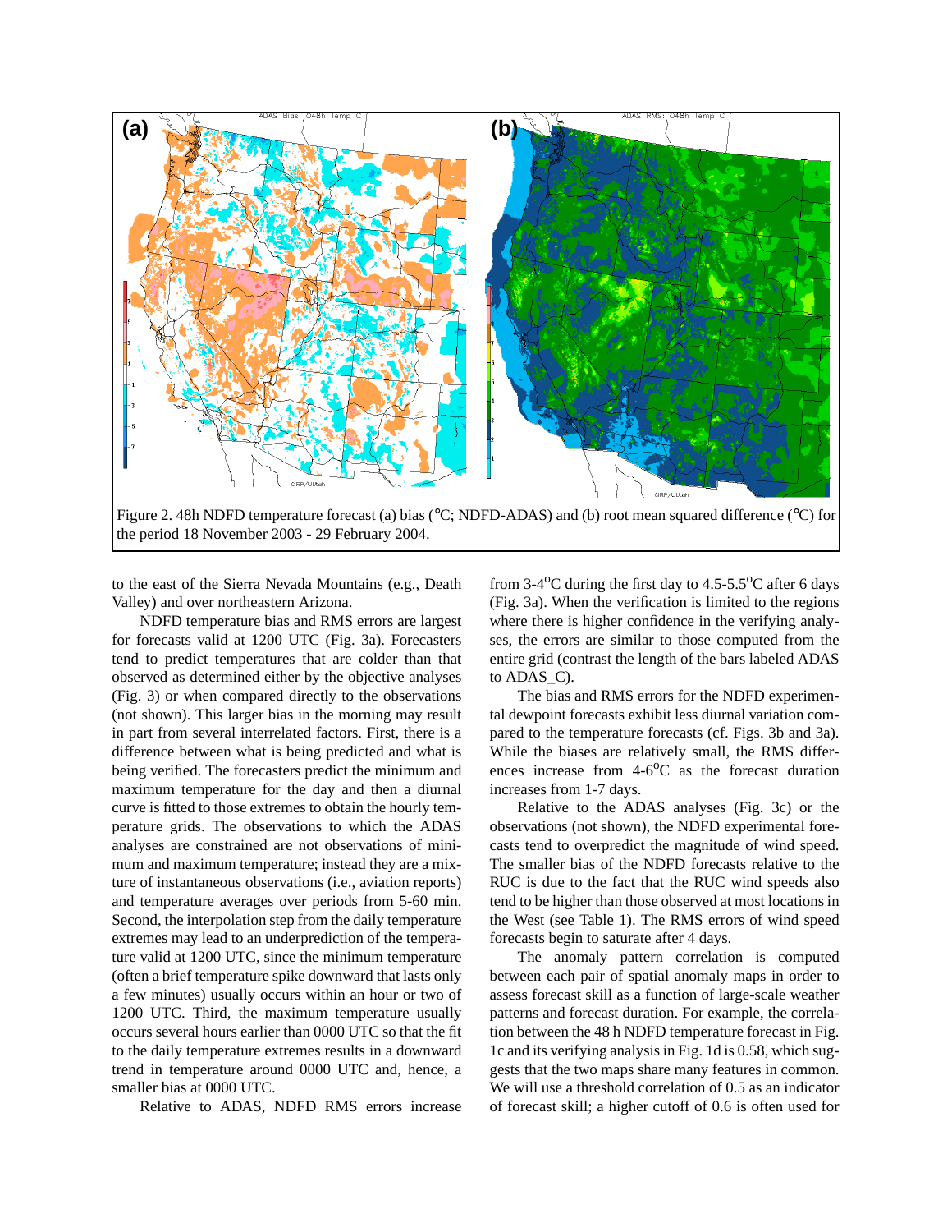Figure 2. 48h NDFD temperature forecast (a) bias (°C; NDFD-ADAS) and (b) root mean squared difference (°C) for the period 18 November 2003 - 29 February 2004.

to the east of the Sierra Nevada Mountains (e.g., Death Valley) and over northeastern Arizona.

NDFD temperature bias and RMS errors are largest for forecasts valid at 1200 UTC (Fig. 3a). Forecasters tend to predict temperatures that are colder than that observed as determined either by the objective analyses (Fig. 3) or when compared directly to the observations (not shown). This larger bias in the morning may result in part from several interrelated factors. First, there is a difference between what is being predicted and what is being verified. The forecasters predict the minimum and maximum temperature for the day and then a diurnal curve is fitted to those extremes to obtain the hourly temperature grids. The observations to which the ADAS analyses are constrained are not observations of minimum and maximum temperature; instead they are a mixture of instantaneous observations (i.e., aviation reports) and temperature averages over periods from 5-60 min. Second, the interpolation step from the daily temperature extremes may lead to an underprediction of the temperature valid at 1200 UTC, since the minimum temperature (often a brief temperature spike downward that lasts only a few minutes) usually occurs within an hour or two of 1200 UTC. Third, the maximum temperature usually occurs several hours earlier than 0000 UTC so that the fit to the daily temperature extremes results in a downward trend in temperature around 0000 UTC and, hence, a smaller bias at 0000 UTC.

Relative to ADAS, NDFD RMS errors increase from 3-4°C during the first day to 4.5-5.5°C after 6 days (Fig. 3a). When the verification is limited to the regions where there is higher confidence in the verifying analyses, the errors are similar to those computed from the entire grid (contrast the length of the bars labeled ADAS to ADAS_C).

The bias and RMS errors for the NDFD experimental dewpoint forecasts exhibit less diurnal variation compared to the temperature forecasts (cf. Figs. 3b and 3a). While the biases are relatively small, the RMS differences increase from 4-6°C as the forecast duration increases from 1-7 days.

Relative to the ADAS analyses (Fig. 3c) or the observations (not shown), the NDFD experimental forecasts tend to overpredict the magnitude of wind speed. The smaller bias of the NDFD forecasts relative to the RUC is due to the fact that the RUC wind speeds also tend to be higher than those observed at most locations in the West (see Table 1). The RMS errors of wind speed forecasts begin to saturate after 4 days.

The anomaly pattern correlation is computed between each pair of spatial anomaly maps in order to assess forecast skill as a function of large-scale weather patterns and forecast duration. For example, the correlation between the 48 h NDFD temperature forecast in Fig. 1c and its verifying analysis in Fig. 1d is 0.58, which suggests that the two maps share many features in common. We will use a threshold correlation of 0.5 as an indicator of forecast skill; a higher cutoff of 0.6 is often used for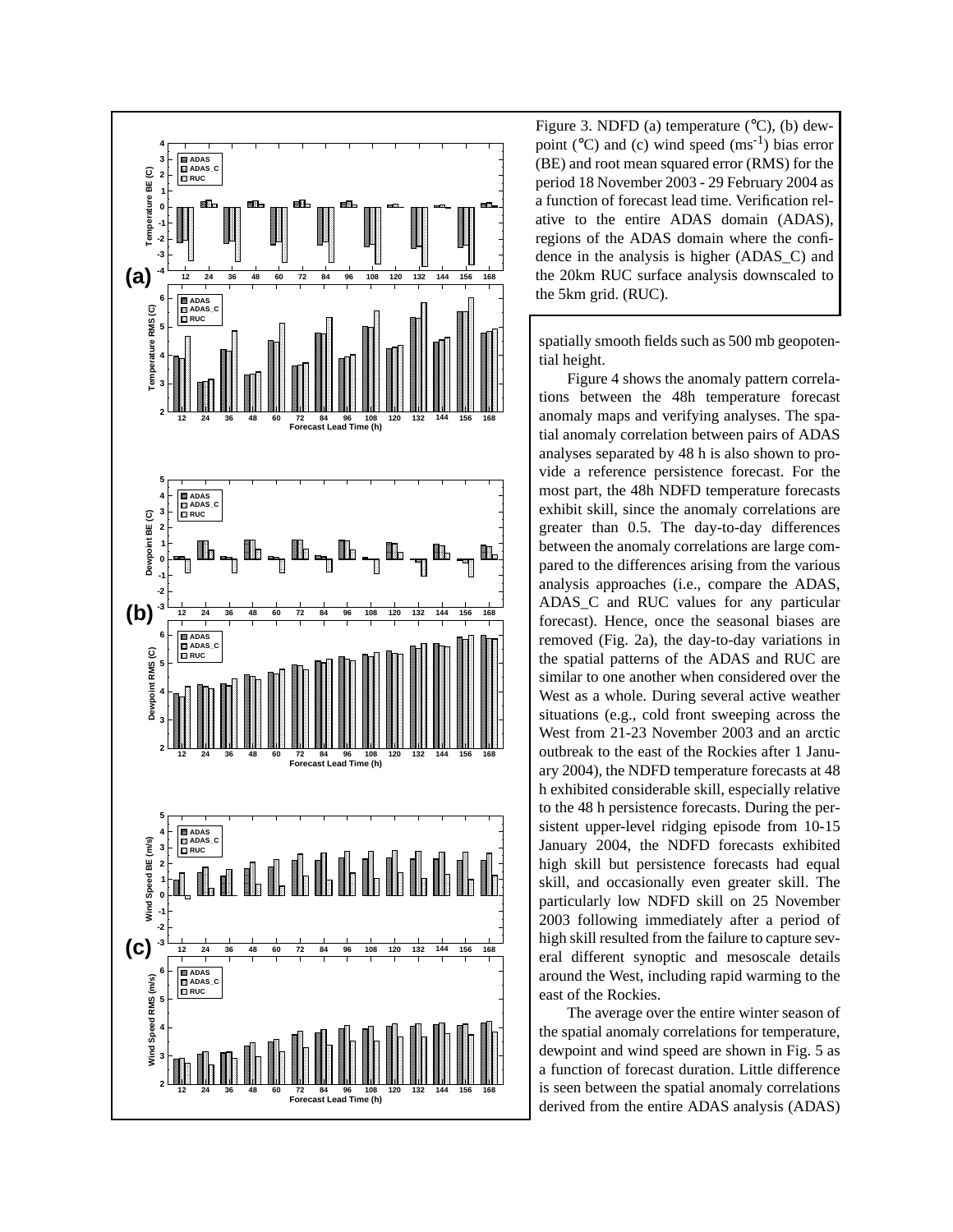Figure 3. NDFD (a) temperature (°C), (b) dewpoint (°C) and (c) wind speed ($ms^{-1}$) bias error (BE) and root mean squared error (RMS) for the period 18 November 2003 - 29 February 2004 as a function of forecast lead time. Verification relative to the entire ADAS domain (ADAS), regions of the ADAS domain where the confidence in the analysis is higher (ADAS_C) and the 20km RUC surface analysis downscaled to the 5km grid. (RUC).

spatially smooth fields such as 500 mb geopotential height.

Figure 4 shows the anomaly pattern correlations between the 48h temperature forecast anomaly maps and verifying analyses. The spatial anomaly correlation between pairs of ADAS analyses separated by 48 h is also shown to provide a reference persistence forecast. For the most part, the 48h NDFD temperature forecasts exhibit skill, since the anomaly correlations are greater than 0.5. The day-to-day differences between the anomaly correlations are large compared to the differences arising from the various analysis approaches (i.e., compare the ADAS, ADAS_C and RUC values for any particular forecast). Hence, once the seasonal biases are removed (Fig. 2a), the day-to-day variations in the spatial patterns of the ADAS and RUC are similar to one another when considered over the West as a whole. During several active weather situations (e.g., cold front sweeping across the West from 21-23 November 2003 and an arctic outbreak to the east of the Rockies after 1 January 2004), the NDFD temperature forecasts at 48 h exhibited considerable skill, especially relative to the 48 h persistence forecasts. During the persistent upper-level ridging episode from 10-15 January 2004, the NDFD forecasts exhibited high skill but persistence forecasts had equal skill, and occasionally even greater skill. The particularly low NDFD skill on 25 November 2003 following immediately after a period of high skill resulted from the failure to capture several different synoptic and mesoscale details around the West, including rapid warming to the east of the Rockies.

The average over the entire winter season of the spatial anomaly correlations for temperature, dewpoint and wind speed are shown in Fig. 5 as a function of forecast duration. Little difference is seen between the spatial anomaly correlations derived from the entire ADAS analysis (ADAS)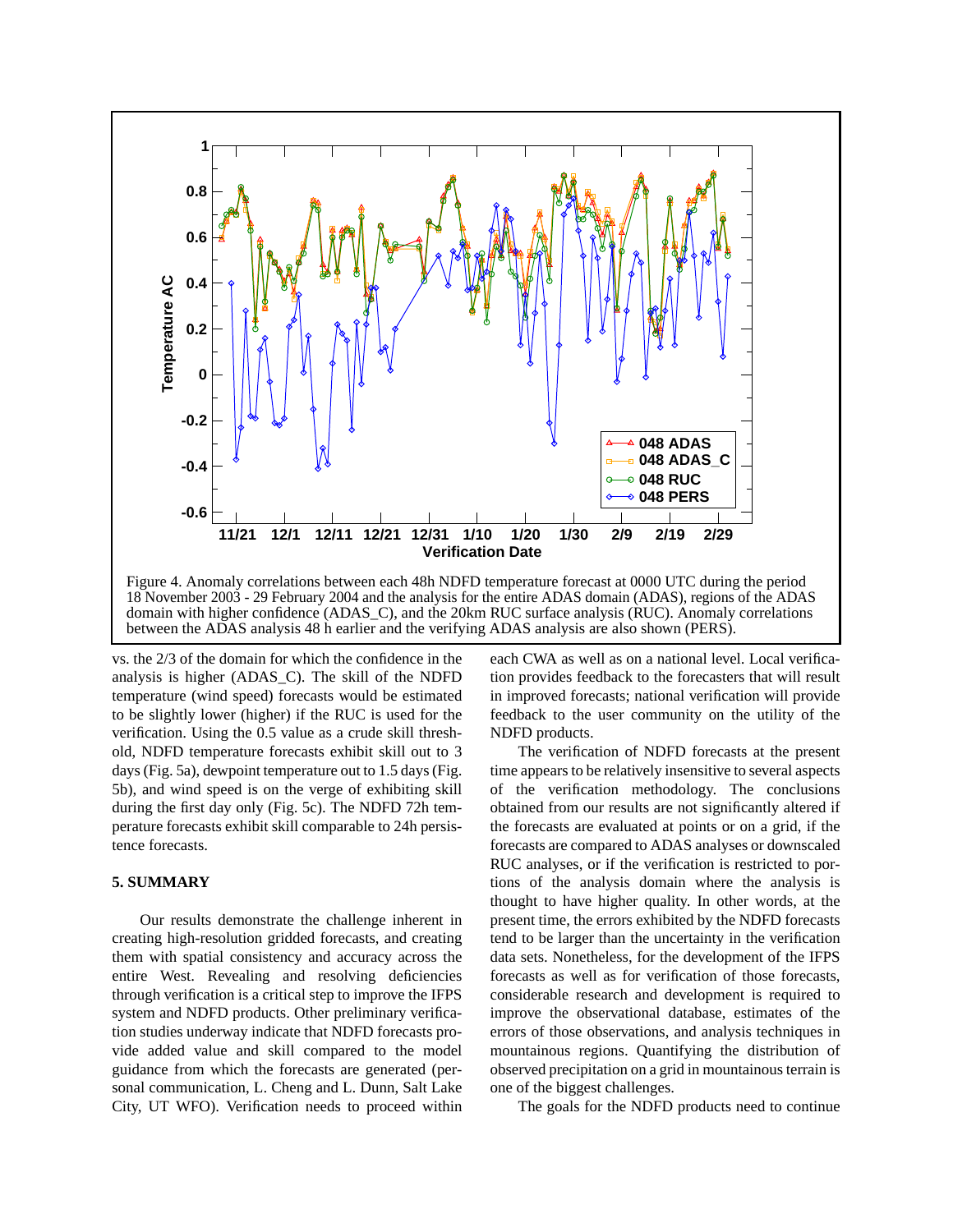Figure 4. Anomaly correlations between each 48h NDFD temperature forecast at 0000 UTC during the period 18 November 2003 - 29 February 2004 and the analysis for the entire ADAS domain (ADAS), regions of the ADAS domain with higher confidence (ADAS_C), and the 20km RUC surface analysis (RUC). Anomaly correlations between the ADAS analysis 48 h earlier and the verifying ADAS analysis are also shown (PERS).

vs. the 2/3 of the domain for which the confidence in the analysis is higher (ADAS_C). The skill of the NDFD temperature (wind speed) forecasts would be estimated to be slightly lower (higher) if the RUC is used for the verification. Using the 0.5 value as a crude skill threshold, NDFD temperature forecasts exhibit skill out to 3 days (Fig. 5a), dewpoint temperature out to 1.5 days (Fig. 5b), and wind speed is on the verge of exhibiting skill during the first day only (Fig. 5c). The NDFD 72h temperature forecasts exhibit skill comparable to 24h persistence forecasts.

## 5. SUMMARY

Our results demonstrate the challenge inherent in creating high-resolution gridded forecasts, and creating them with spatial consistency and accuracy across the entire West. Revealing and resolving deficiencies through verification is a critical step to improve the IFPS system and NDFD products. Other preliminary verification studies underway indicate that NDFD forecasts provide added value and skill compared to the model guidance from which the forecasts are generated (personal communication, L. Cheng and L. Dunn, Salt Lake City, UT WFO). Verification needs to proceed within each CWA as well as on a national level. Local verification provides feedback to the forecasters that will result in improved forecasts; national verification will provide feedback to the user community on the utility of the NDFD products.

The verification of NDFD forecasts at the present time appears to be relatively insensitive to several aspects of the verification methodology. The conclusions obtained from our results are not significantly altered if the forecasts are evaluated at points or on a grid, if the forecasts are compared to ADAS analyses or downscaled RUC analyses, or if the verification is restricted to portions of the analysis domain where the analysis is thought to have higher quality. In other words, at the present time, the errors exhibited by the NDFD forecasts tend to be larger than the uncertainty in the verification data sets. Nonetheless, for the development of the IFPS forecasts as well as for verification of those forecasts, considerable research and development is required to improve the observational database, estimates of the errors of those observations, and analysis techniques in mountainous regions. Quantifying the distribution of observed precipitation on a grid in mountainous terrain is one of the biggest challenges.

The goals for the NDFD products need to continue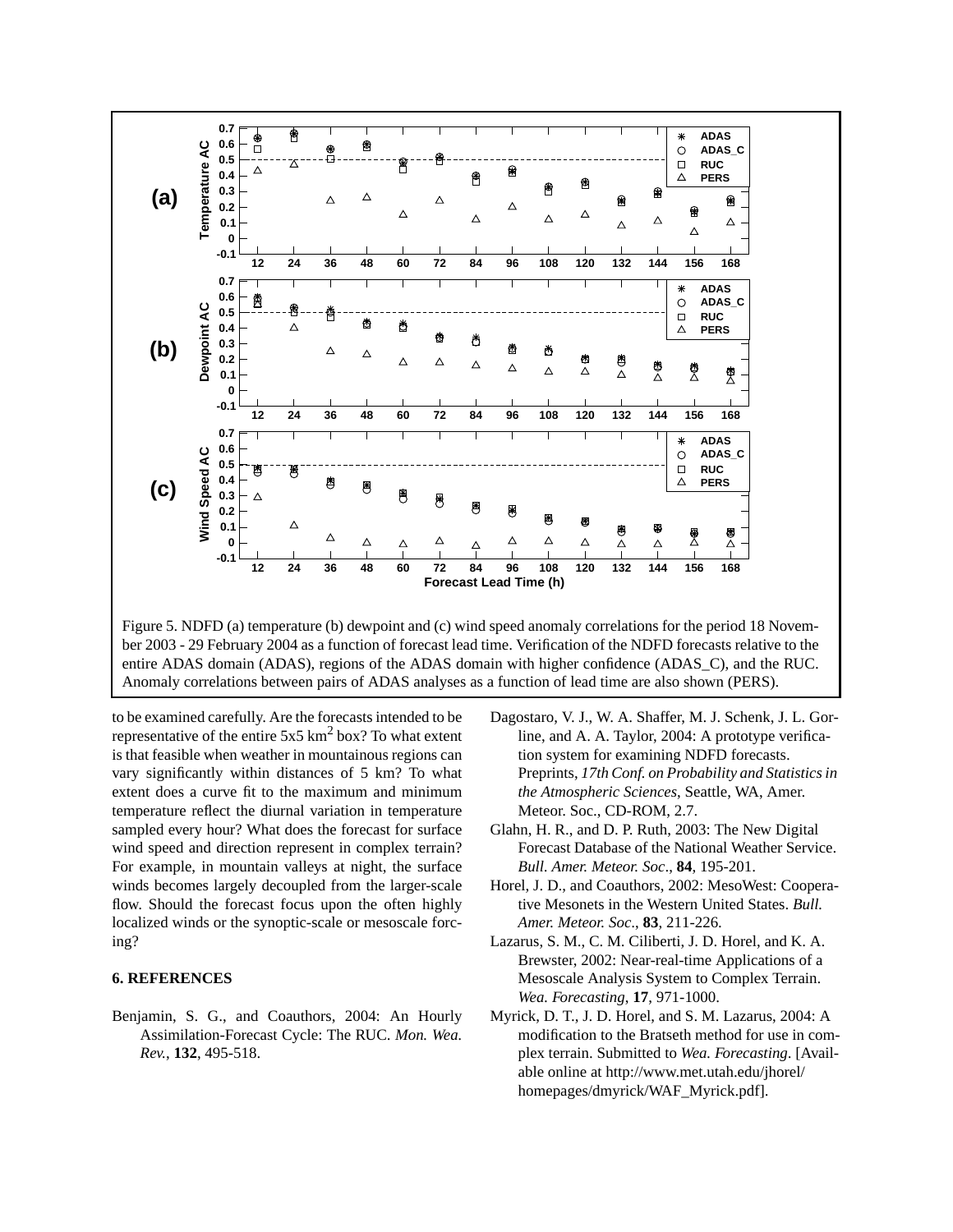(a)

Temperature AC

0.7
0.6
0.5
0.4
0.3
0.2
0.1
0
-0.1

12 24 36 48 60 72 84 96 108 120 132 144 156 168

ADAS
ADAS_C
RUC
PERS

(b)

Dewpoint AC

0.7
0.6
0.5
0.4
0.3
0.2
0.1
0
-0.1

12 24 36 48 60 72 84 96 108 120 132 144 156 168

ADAS
ADAS_C
RUC
PERS

(c)

Wind Speed AC

0.7
0.6
0.5
0.4
0.3
0.2
0.1
0
-0.1

12 24 36 48 60 72 84 96 108 120 132 144 156 168

Forecast Lead Time (h)

ADAS
ADAS_C
RUC
PERS

Figure 5. NDFD (a) temperature (b) dewpoint and (c) wind speed anomaly correlations for the period 18 November 2003 - 29 February 2004 as a function of forecast lead time. Verification of the NDFD forecasts relative to the entire ADAS domain (ADAS), regions of the ADAS domain with higher confidence (ADAS_C), and the RUC. Anomaly correlations between pairs of ADAS analyses as a function of lead time are also shown (PERS).

to be examined carefully. Are the forecasts intended to be representative of the entire 5x5 $km^2$ box? To what extent is that feasible when weather in mountainous regions can vary significantly within distances of 5 km? To what extent does a curve fit to the maximum and minimum temperature reflect the diurnal variation in temperature sampled every hour? What does the forecast for surface wind speed and direction represent in complex terrain? For example, in mountain valleys at night, the surface winds becomes largely decoupled from the larger-scale flow. Should the forecast focus upon the often highly localized winds or the synoptic-scale or mesoscale forcing?

**6. REFERENCES**

Benjamin, S. G., and Coauthors, 2004: An Hourly Assimilation-Forecast Cycle: The RUC. *Mon. Wea. Rev.*, **132**, 495-518.

Dagostaro, V. J., W. A. Shaffer, M. J. Schenk, J. L. Gorline, and A. A. Taylor, 2004: A prototype verification system for examining NDFD forecasts. Preprints, *17th Conf. on Probability and Statistics in the Atmospheric Sciences*, Seattle, WA, Amer. Meteor. Soc., CD-ROM, 2.7.

Glahn, H. R., and D. P. Ruth, 2003: The New Digital Forecast Database of the National Weather Service. *Bull. Amer. Meteor. Soc*., **84**, 195-201.

Horel, J. D., and Coauthors, 2002: MesoWest: Cooperative Mesonets in the Western United States. *Bull. Amer. Meteor. Soc*., **83**, 211-226.

Lazarus, S. M., C. M. Ciliberti, J. D. Horel, and K. A. Brewster, 2002: Near-real-time Applications of a Mesoscale Analysis System to Complex Terrain. *Wea. Forecasting*, **17**, 971-1000.

Myrick, D. T., J. D. Horel, and S. M. Lazarus, 2004: A modification to the Bratseth method for use in complex terrain. Submitted to *Wea. Forecasting*. [Available online at http://www.met.utah.edu/jhorel/homepages/dmyrick/WAF_Myrick.pdf].